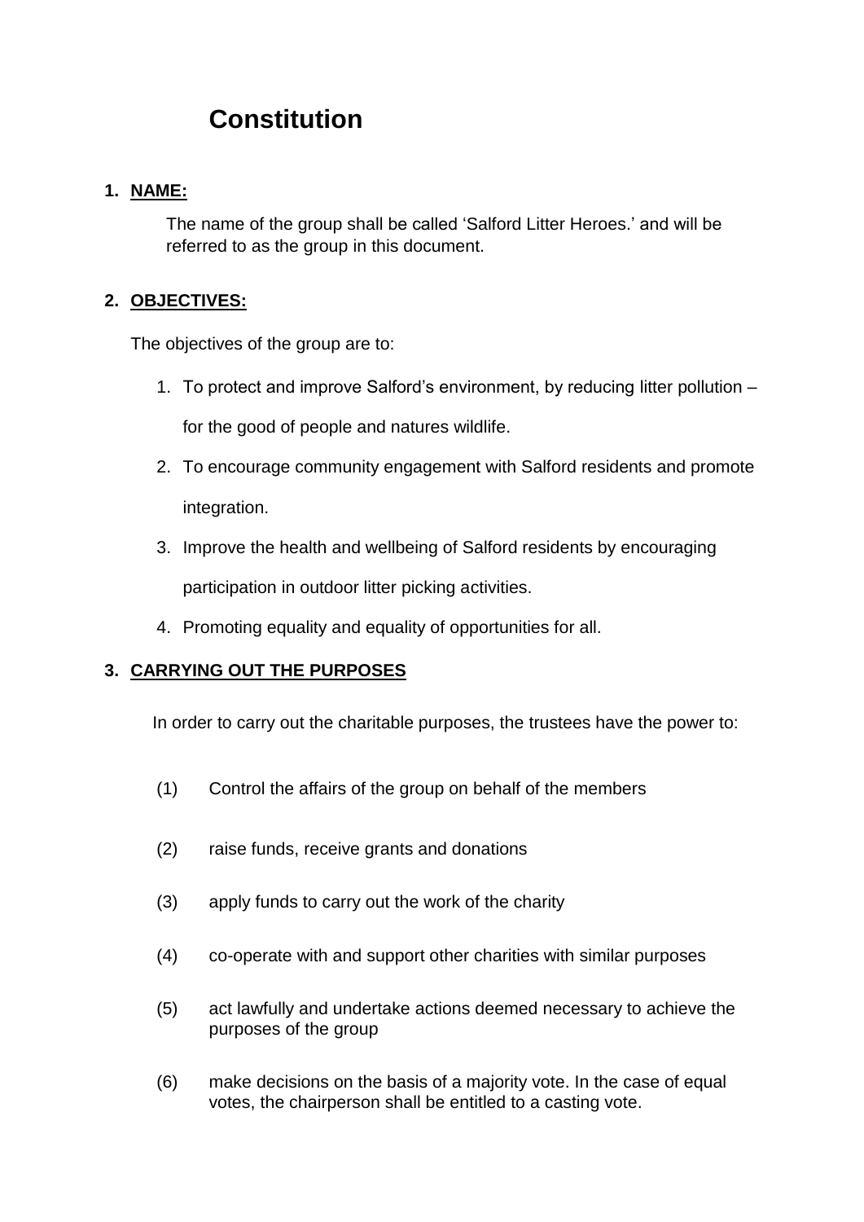# Constitution

## 1. NAME:

The name of the group shall be called 'Salford Litter Heroes.' and will be referred to as the group in this document.

## 2. OBJECTIVES:

The objectives of the group are to:

1. To protect and improve Salford's environment, by reducing litter pollution – for the good of people and natures wildlife.
2. To encourage community engagement with Salford residents and promote integration.
3. Improve the health and wellbeing of Salford residents by encouraging participation in outdoor litter picking activities.
4. Promoting equality and equality of opportunities for all.

## 3. CARRYING OUT THE PURPOSES

In order to carry out the charitable purposes, the trustees have the power to:

(1) Control the affairs of the group on behalf of the members

(2) raise funds, receive grants and donations

(3) apply funds to carry out the work of the charity

(4) co-operate with and support other charities with similar purposes

(5) act lawfully and undertake actions deemed necessary to achieve the purposes of the group

(6) make decisions on the basis of a majority vote. In the case of equal votes, the chairperson shall be entitled to a casting vote.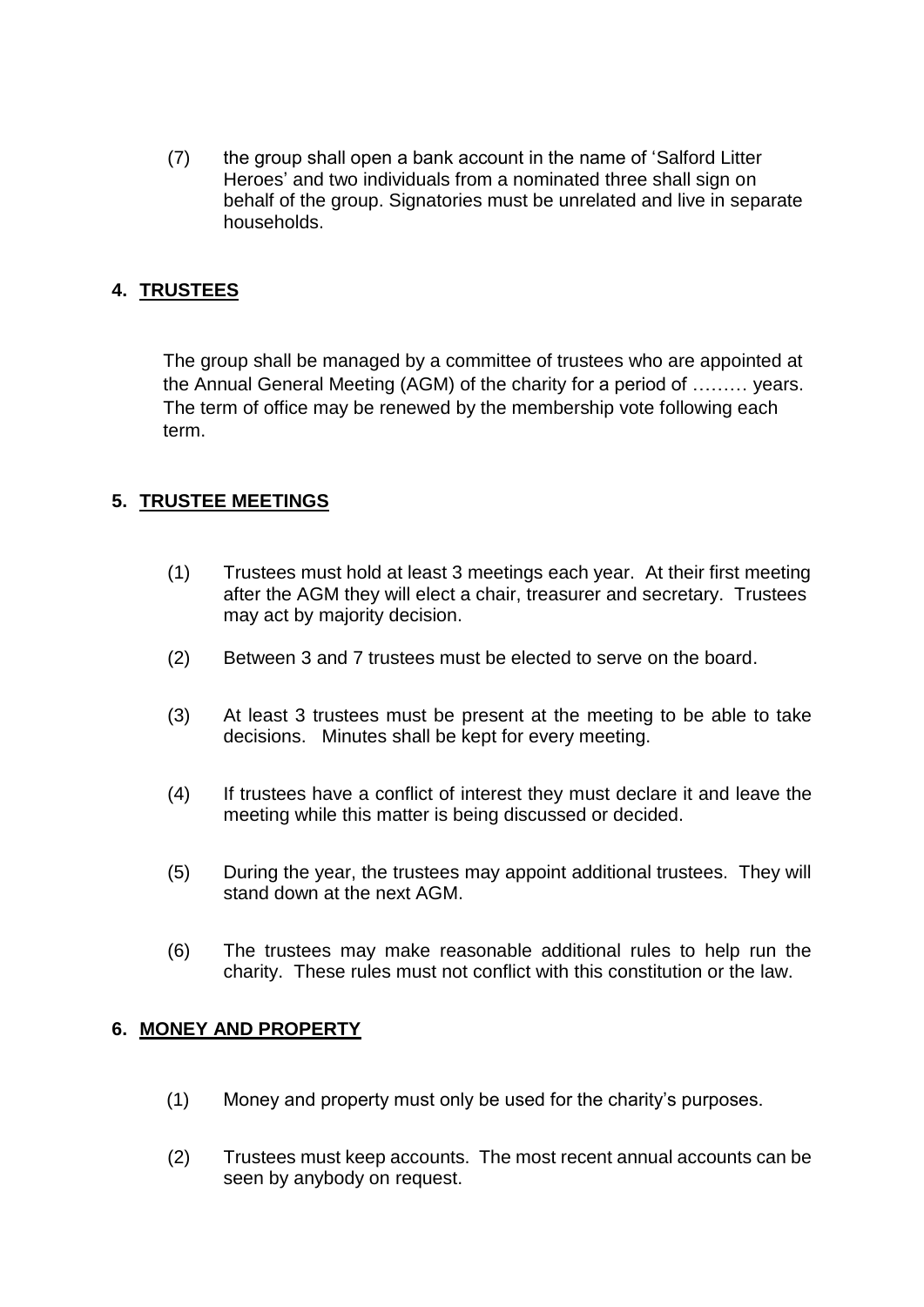(7) the group shall open a bank account in the name of 'Salford Litter Heroes' and two individuals from a nominated three shall sign on behalf of the group. Signatories must be unrelated and live in separate households.

## 4. TRUSTEES

The group shall be managed by a committee of trustees who are appointed at the Annual General Meeting (AGM) of the charity for a period of ……… years. The term of office may be renewed by the membership vote following each term.

## 5. TRUSTEE MEETINGS

(1) Trustees must hold at least 3 meetings each year. At their first meeting after the AGM they will elect a chair, treasurer and secretary. Trustees may act by majority decision.

(2) Between 3 and 7 trustees must be elected to serve on the board.

(3) At least 3 trustees must be present at the meeting to be able to take decisions. Minutes shall be kept for every meeting.

(4) If trustees have a conflict of interest they must declare it and leave the meeting while this matter is being discussed or decided.

(5) During the year, the trustees may appoint additional trustees. They will stand down at the next AGM.

(6) The trustees may make reasonable additional rules to help run the charity. These rules must not conflict with this constitution or the law.

## 6. MONEY AND PROPERTY

(1) Money and property must only be used for the charity's purposes.

(2) Trustees must keep accounts. The most recent annual accounts can be seen by anybody on request.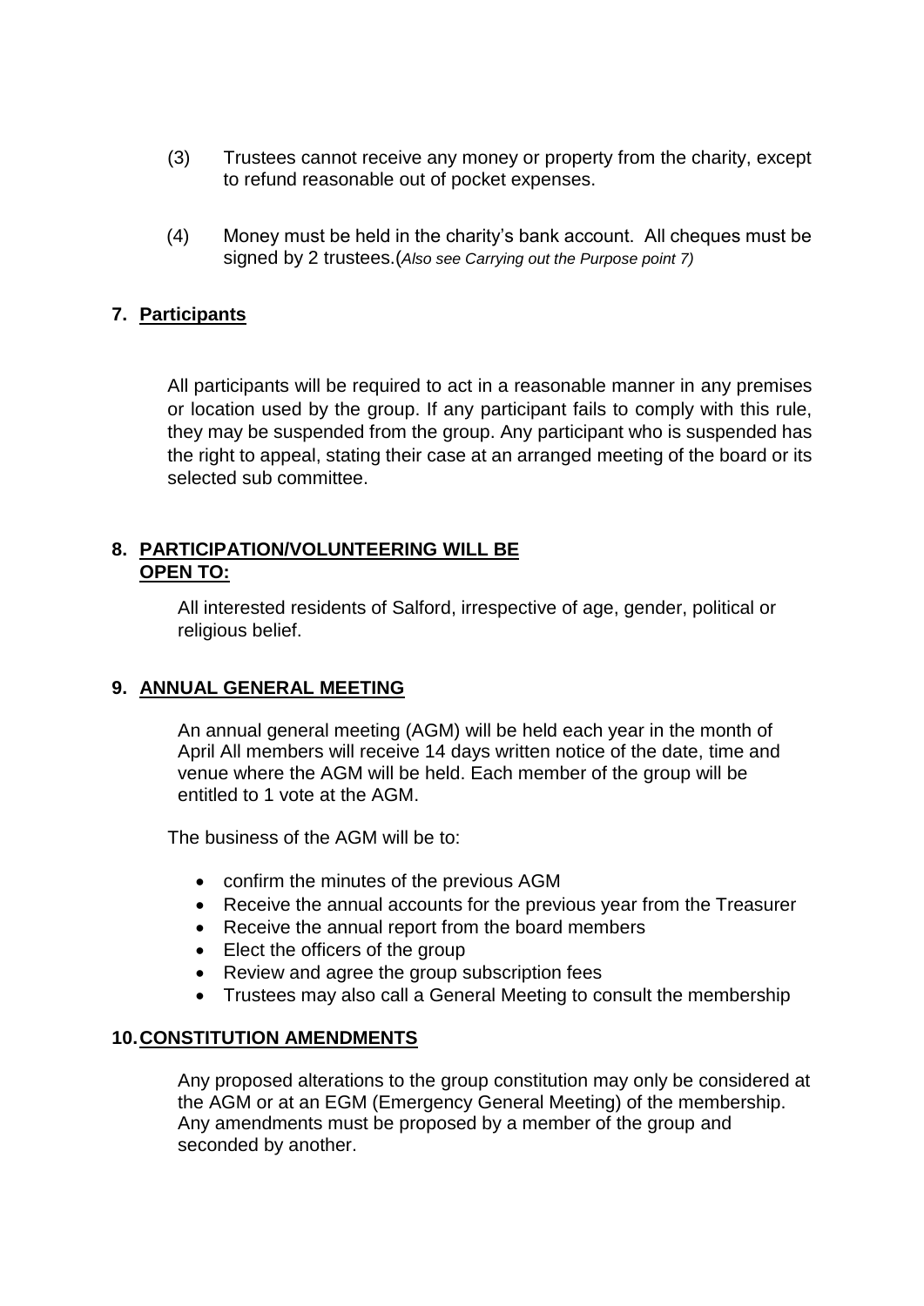(3) Trustees cannot receive any money or property from the charity, except to refund reasonable out of pocket expenses.

(4) Money must be held in the charity's bank account. All cheques must be signed by 2 trustees.(*Also see Carrying out the Purpose point 7)*

## 7. Participants

All participants will be required to act in a reasonable manner in any premises or location used by the group. If any participant fails to comply with this rule, they may be suspended from the group. Any participant who is suspended has the right to appeal, stating their case at an arranged meeting of the board or its selected sub committee.

## 8. PARTICIPATION/VOLUNTEERING WILL BE OPEN TO:

All interested residents of Salford, irrespective of age, gender, political or religious belief.

## 9. ANNUAL GENERAL MEETING

An annual general meeting (AGM) will be held each year in the month of April All members will receive 14 days written notice of the date, time and venue where the AGM will be held. Each member of the group will be entitled to 1 vote at the AGM.

The business of the AGM will be to:

- confirm the minutes of the previous AGM
- Receive the annual accounts for the previous year from the Treasurer
- Receive the annual report from the board members
- Elect the officers of the group
- Review and agree the group subscription fees
- Trustees may also call a General Meeting to consult the membership

## 10. CONSTITUTION AMENDMENTS

Any proposed alterations to the group constitution may only be considered at the AGM or at an EGM (Emergency General Meeting) of the membership. Any amendments must be proposed by a member of the group and seconded by another.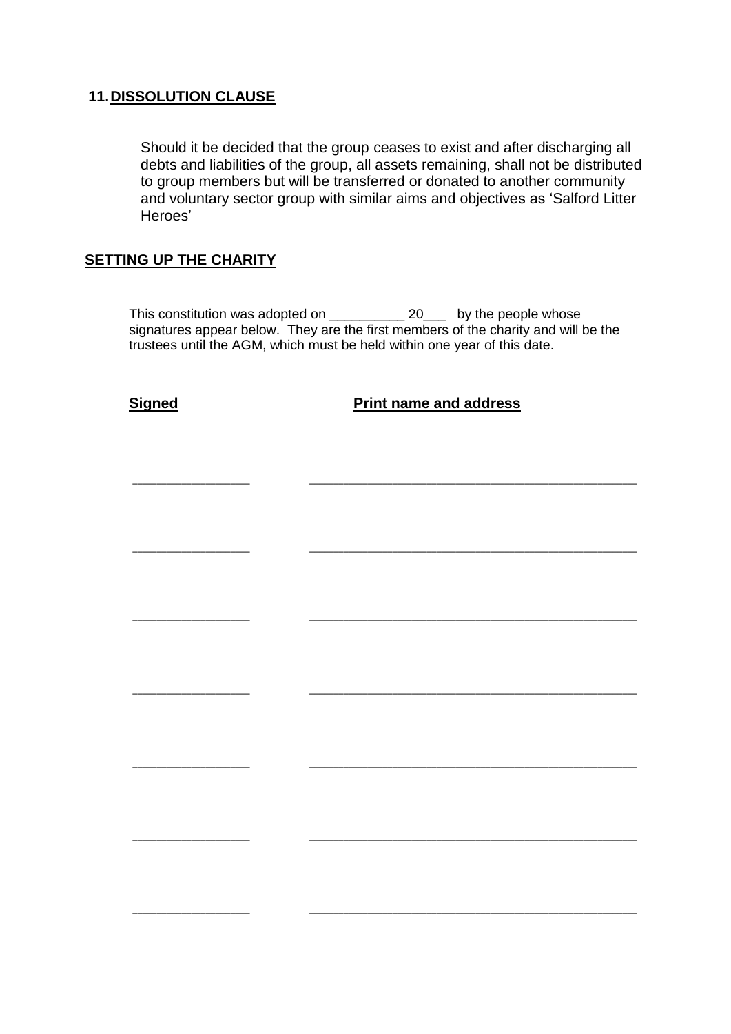## 11. DISSOLUTION CLAUSE

Should it be decided that the group ceases to exist and after discharging all debts and liabilities of the group, all assets remaining, shall not be distributed to group members but will be transferred or donated to another community and voluntary sector group with similar aims and objectives as 'Salford Litter Heroes'

## SETTING UP THE CHARITY

This constitution was adopted on __________ 20___ by the people whose signatures appear below. They are the first members of the charity and will be the trustees until the AGM, which must be held within one year of this date.

| Signed | Print name and address |
| --- | --- |
| _______________ | ___________________________________________ |
| _______________ | ___________________________________________ |
| _______________ | ___________________________________________ |
| _______________ | ___________________________________________ |
| _______________ | ___________________________________________ |
| _______________ | ___________________________________________ |
| _______________ | ___________________________________________ |